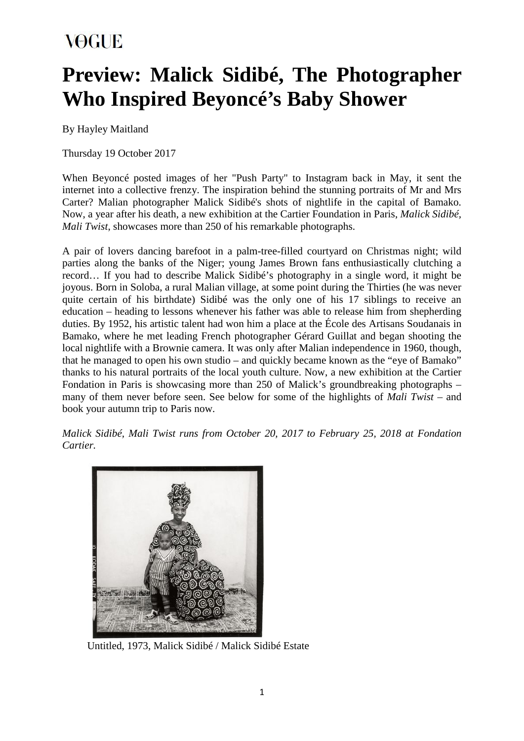VOGUE

# Preview: Malick Sidibé, The Photographer Who Inspired Beyoncé's Baby Shower

By Hayley Maitland

Thursday 19 October 2017

When Beyoncé posted images of her "Push Party" to Instagram back in May, it sent the internet into a collective frenzy. The inspiration behind the stunning portraits of Mr and Mrs Carter? Malian photographer Malick Sidibé's shots of nightlife in the capital of Bamako. Now, a year after his death, a new exhibition at the Cartier Foundation in Paris, *Malick Sidibé, Mali Twist*, showcases more than 250 of his remarkable photographs.

A pair of lovers dancing barefoot in a palm-tree-filled courtyard on Christmas night; wild parties along the banks of the Niger; young James Brown fans enthusiastically clutching a record… If you had to describe Malick Sidibé's photography in a single word, it might be joyous. Born in Soloba, a rural Malian village, at some point during the Thirties (he was never quite certain of his birthdate) Sidibé was the only one of his 17 siblings to receive an education – heading to lessons whenever his father was able to release him from shepherding duties. By 1952, his artistic talent had won him a place at the École des Artisans Soudanais in Bamako, where he met leading French photographer Gérard Guillat and began shooting the local nightlife with a Brownie camera. It was only after Malian independence in 1960, though, that he managed to open his own studio – and quickly became known as the "eye of Bamako" thanks to his natural portraits of the local youth culture. Now, a new exhibition at the Cartier Fondation in Paris is showcasing more than 250 of Malick's groundbreaking photographs – many of them never before seen. See below for some of the highlights of *Mali Twist* – and book your autumn trip to Paris now.

*Malick Sidibé, Mali Twist runs from October 20, 2017 to February 25, 2018 at Fondation Cartier.*

Untitled, 1973, Malick Sidibé / Malick Sidibé Estate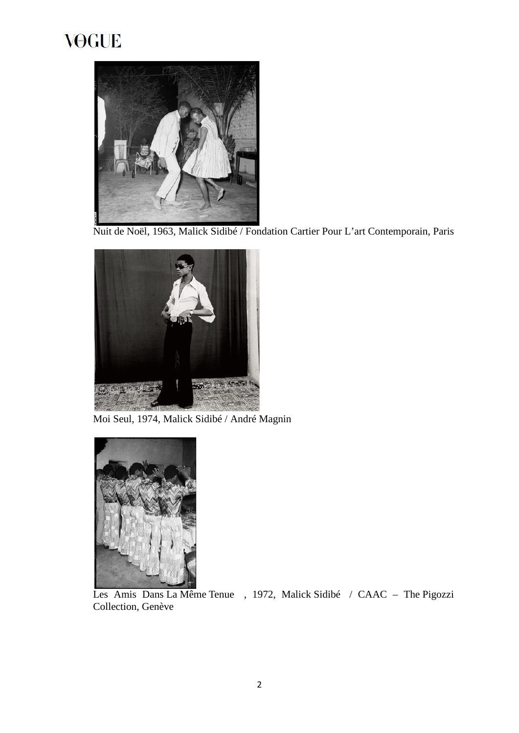Nuit de Noël, 1963, Malick Sidibé / Fondation Cartier Pour L'art Contemporain, Paris

Moi Seul, 1974, Malick Sidibé / André Magnin

Les Amis Dans La Même Tenue , 1972, Malick Sidibé / CAAC – The Pigozzi Collection, Genève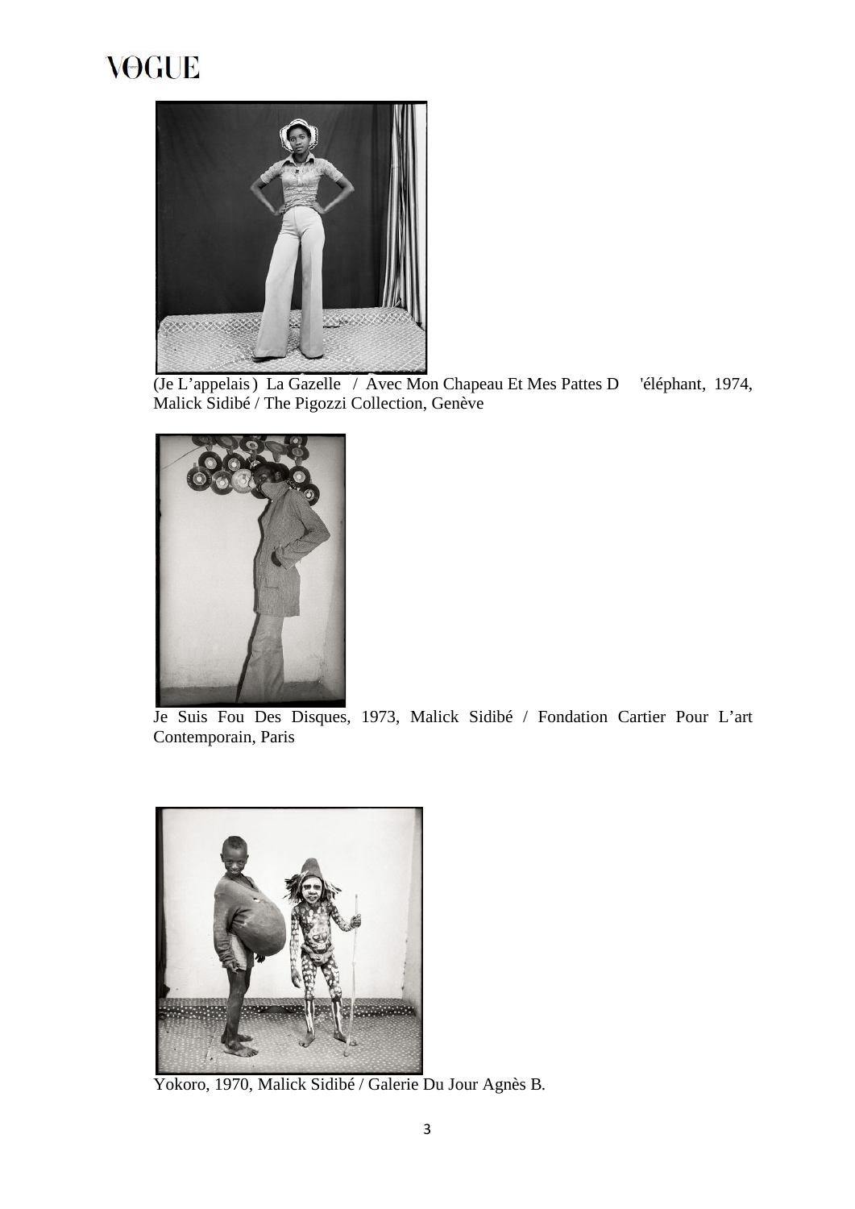(Je L'appelais) La Gazelle / Avec Mon Chapeau Et Mes Pattes D'éléphant, 1974, Malick Sidibé / The Pigozzi Collection, Genève

Je Suis Fou Des Disques, 1973, Malick Sidibé / Fondation Cartier Pour L'art Contemporain, Paris

Yokoro, 1970, Malick Sidibé / Galerie Du Jour Agnès B.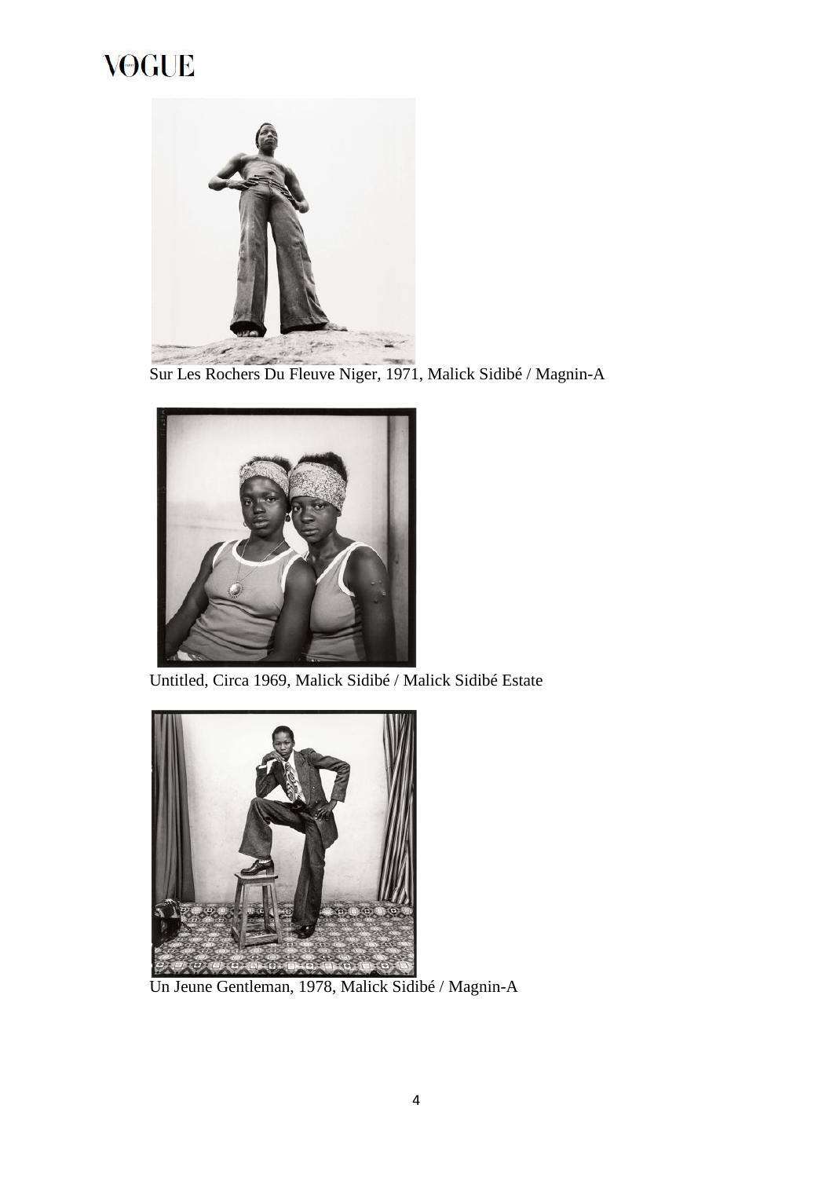Sur Les Rochers Du Fleuve Niger, 1971, Malick Sidibé / Magnin-A

Untitled, Circa 1969, Malick Sidibé / Malick Sidibé Estate

Un Jeune Gentleman, 1978, Malick Sidibé / Magnin-A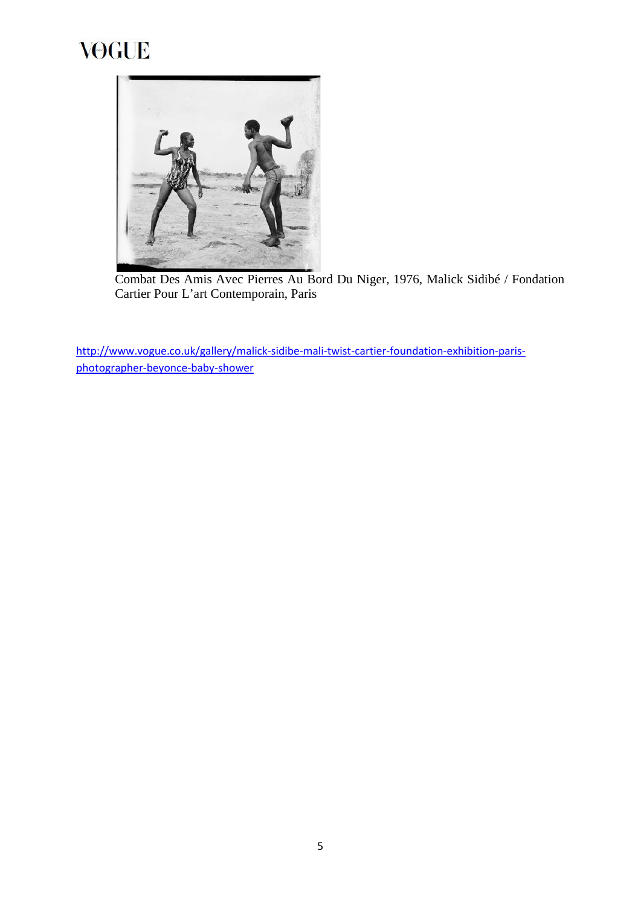VOGUE

Combat Des Amis Avec Pierres Au Bord Du Niger, 1976, Malick Sidibé / Fondation Cartier Pour L'art Contemporain, Paris

http://www.vogue.co.uk/gallery/malick-sidibe-mali-twist-cartier-foundation-exhibition-paris-photographer-beyonce-baby-shower